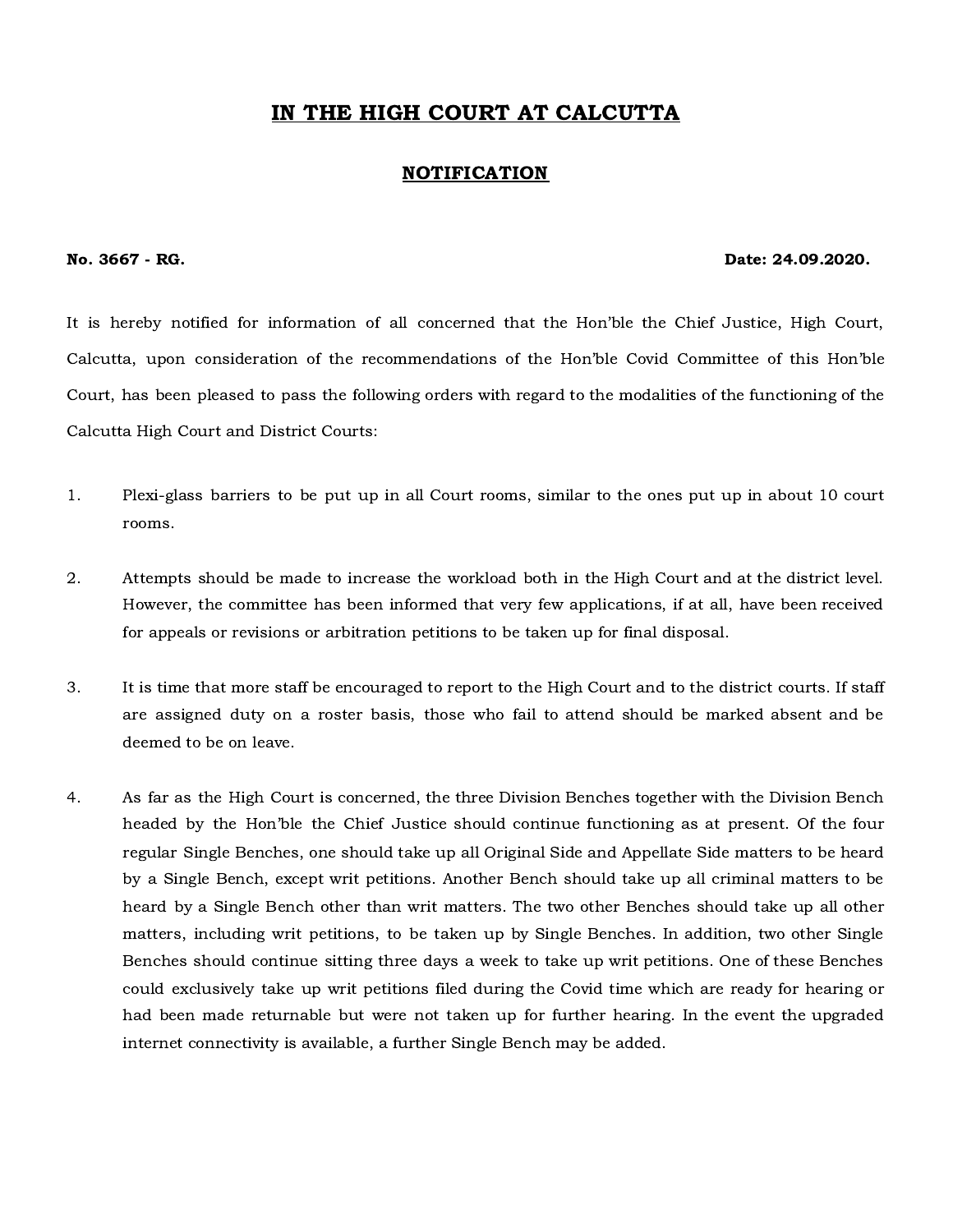# IN THE HIGH COURT AT CALCUTTA

## NOTIFICATION

**No. 3667 - RG.** **Date: 24.09.2020.**

It is hereby notified for information of all concerned that the Hon'ble the Chief Justice, High Court, Calcutta, upon consideration of the recommendations of the Hon'ble Covid Committee of this Hon'ble Court, has been pleased to pass the following orders with regard to the modalities of the functioning of the Calcutta High Court and District Courts:

1. Plexi-glass barriers to be put up in all Court rooms, similar to the ones put up in about 10 court rooms.

2. Attempts should be made to increase the workload both in the High Court and at the district level. However, the committee has been informed that very few applications, if at all, have been received for appeals or revisions or arbitration petitions to be taken up for final disposal.

3. It is time that more staff be encouraged to report to the High Court and to the district courts. If staff are assigned duty on a roster basis, those who fail to attend should be marked absent and be deemed to be on leave.

4. As far as the High Court is concerned, the three Division Benches together with the Division Bench headed by the Hon'ble the Chief Justice should continue functioning as at present. Of the four regular Single Benches, one should take up all Original Side and Appellate Side matters to be heard by a Single Bench, except writ petitions. Another Bench should take up all criminal matters to be heard by a Single Bench other than writ matters. The two other Benches should take up all other matters, including writ petitions, to be taken up by Single Benches. In addition, two other Single Benches should continue sitting three days a week to take up writ petitions. One of these Benches could exclusively take up writ petitions filed during the Covid time which are ready for hearing or had been made returnable but were not taken up for further hearing. In the event the upgraded internet connectivity is available, a further Single Bench may be added.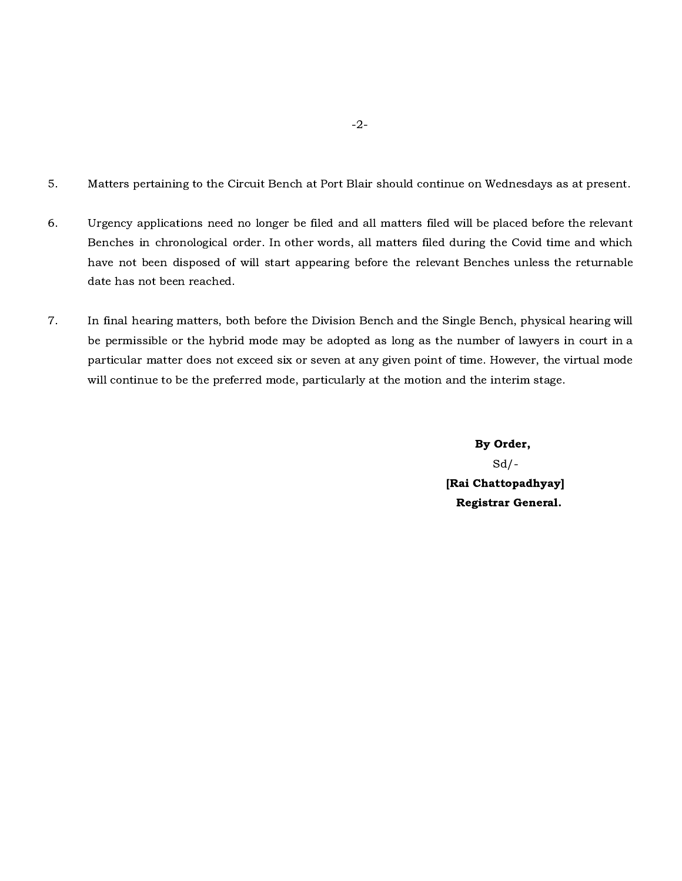5. Matters pertaining to the Circuit Bench at Port Blair should continue on Wednesdays as at present.

6. Urgency applications need no longer be filed and all matters filed will be placed before the relevant Benches in chronological order. In other words, all matters filed during the Covid time and which have not been disposed of will start appearing before the relevant Benches unless the returnable date has not been reached.

7. In final hearing matters, both before the Division Bench and the Single Bench, physical hearing will be permissible or the hybrid mode may be adopted as long as the number of lawyers in court in a particular matter does not exceed six or seven at any given point of time. However, the virtual mode will continue to be the preferred mode, particularly at the motion and the interim stage.

**By Order,**

Sd/-

**[Rai Chattopadhyay]**

**Registrar General.**